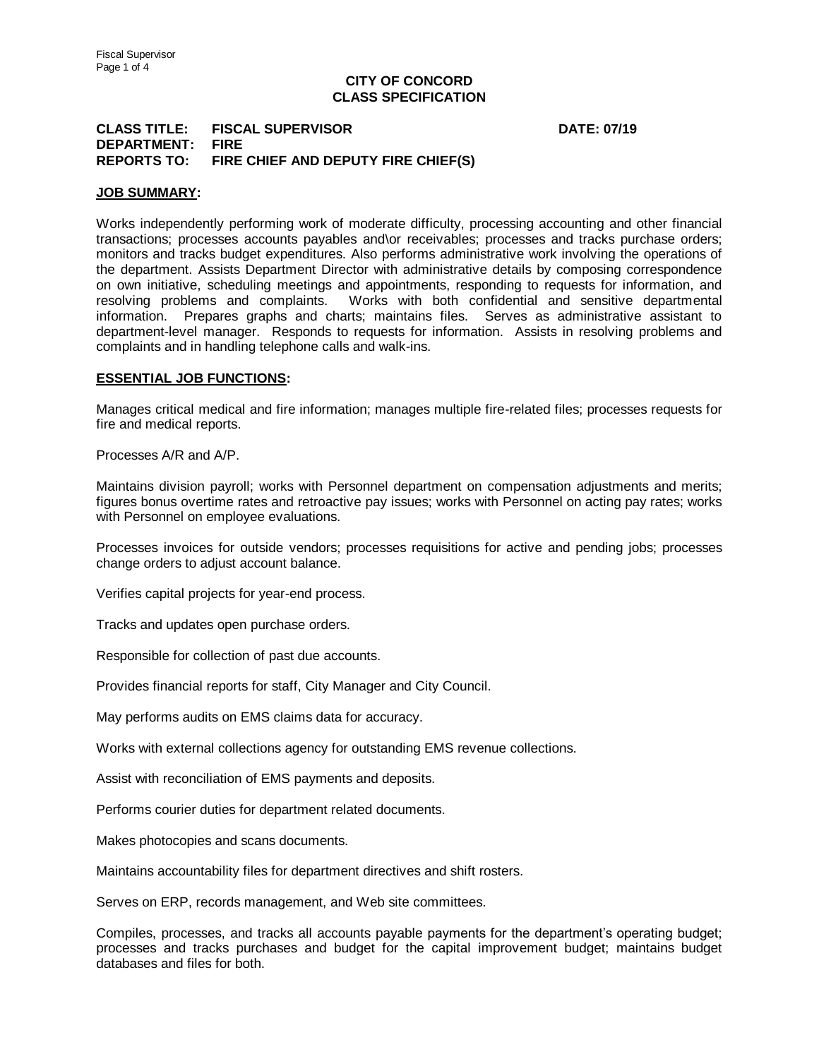**CITY OF CONCORD**
**CLASS SPECIFICATION**

**CLASS TITLE:** **FISCAL SUPERVISOR** **DATE: 07/19**
**DEPARTMENT:** **FIRE**
**REPORTS TO:** **FIRE CHIEF AND DEPUTY FIRE CHIEF(S)**

## JOB SUMMARY:

Works independently performing work of moderate difficulty, processing accounting and other financial transactions; processes accounts payables and\or receivables; processes and tracks purchase orders; monitors and tracks budget expenditures. Also performs administrative work involving the operations of the department. Assists Department Director with administrative details by composing correspondence on own initiative, scheduling meetings and appointments, responding to requests for information, and resolving problems and complaints. Works with both confidential and sensitive departmental information. Prepares graphs and charts; maintains files. Serves as administrative assistant to department-level manager. Responds to requests for information. Assists in resolving problems and complaints and in handling telephone calls and walk-ins.

## ESSENTIAL JOB FUNCTIONS:

Manages critical medical and fire information; manages multiple fire-related files; processes requests for fire and medical reports.

Processes A/R and A/P.

Maintains division payroll; works with Personnel department on compensation adjustments and merits; figures bonus overtime rates and retroactive pay issues; works with Personnel on acting pay rates; works with Personnel on employee evaluations.

Processes invoices for outside vendors; processes requisitions for active and pending jobs; processes change orders to adjust account balance.

Verifies capital projects for year-end process.

Tracks and updates open purchase orders.

Responsible for collection of past due accounts.

Provides financial reports for staff, City Manager and City Council.

May performs audits on EMS claims data for accuracy.

Works with external collections agency for outstanding EMS revenue collections.

Assist with reconciliation of EMS payments and deposits.

Performs courier duties for department related documents.

Makes photocopies and scans documents.

Maintains accountability files for department directives and shift rosters.

Serves on ERP, records management, and Web site committees.

Compiles, processes, and tracks all accounts payable payments for the department's operating budget; processes and tracks purchases and budget for the capital improvement budget; maintains budget databases and files for both.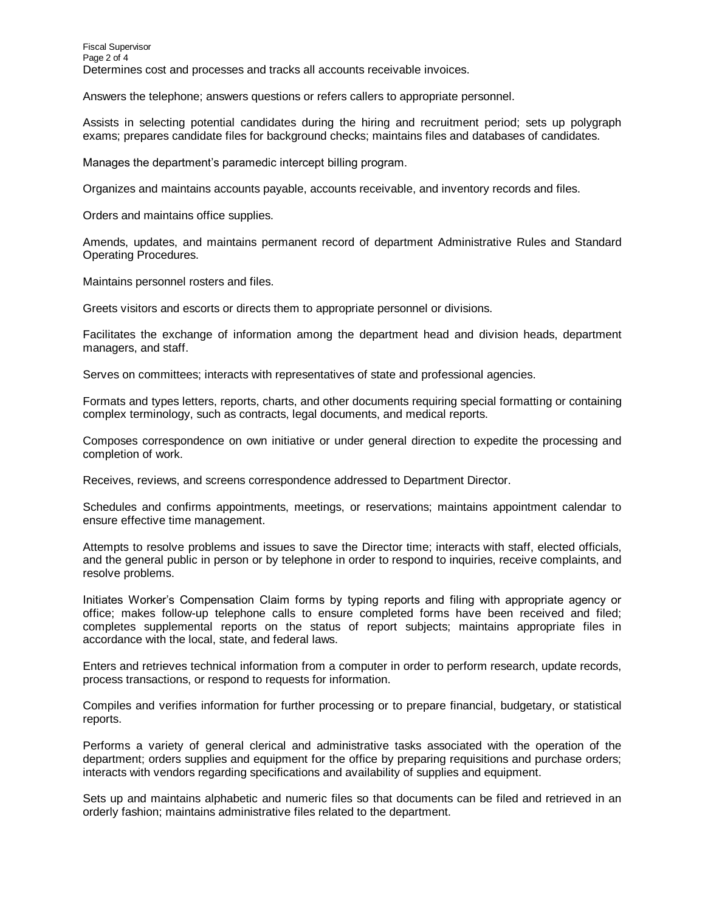Determines cost and processes and tracks all accounts receivable invoices.

Answers the telephone; answers questions or refers callers to appropriate personnel.

Assists in selecting potential candidates during the hiring and recruitment period; sets up polygraph exams; prepares candidate files for background checks; maintains files and databases of candidates.

Manages the department's paramedic intercept billing program.

Organizes and maintains accounts payable, accounts receivable, and inventory records and files.

Orders and maintains office supplies.

Amends, updates, and maintains permanent record of department Administrative Rules and Standard Operating Procedures.

Maintains personnel rosters and files.

Greets visitors and escorts or directs them to appropriate personnel or divisions.

Facilitates the exchange of information among the department head and division heads, department managers, and staff.

Serves on committees; interacts with representatives of state and professional agencies.

Formats and types letters, reports, charts, and other documents requiring special formatting or containing complex terminology, such as contracts, legal documents, and medical reports.

Composes correspondence on own initiative or under general direction to expedite the processing and completion of work.

Receives, reviews, and screens correspondence addressed to Department Director.

Schedules and confirms appointments, meetings, or reservations; maintains appointment calendar to ensure effective time management.

Attempts to resolve problems and issues to save the Director time; interacts with staff, elected officials, and the general public in person or by telephone in order to respond to inquiries, receive complaints, and resolve problems.

Initiates Worker's Compensation Claim forms by typing reports and filing with appropriate agency or office; makes follow-up telephone calls to ensure completed forms have been received and filed; completes supplemental reports on the status of report subjects; maintains appropriate files in accordance with the local, state, and federal laws.

Enters and retrieves technical information from a computer in order to perform research, update records, process transactions, or respond to requests for information.

Compiles and verifies information for further processing or to prepare financial, budgetary, or statistical reports.

Performs a variety of general clerical and administrative tasks associated with the operation of the department; orders supplies and equipment for the office by preparing requisitions and purchase orders; interacts with vendors regarding specifications and availability of supplies and equipment.

Sets up and maintains alphabetic and numeric files so that documents can be filed and retrieved in an orderly fashion; maintains administrative files related to the department.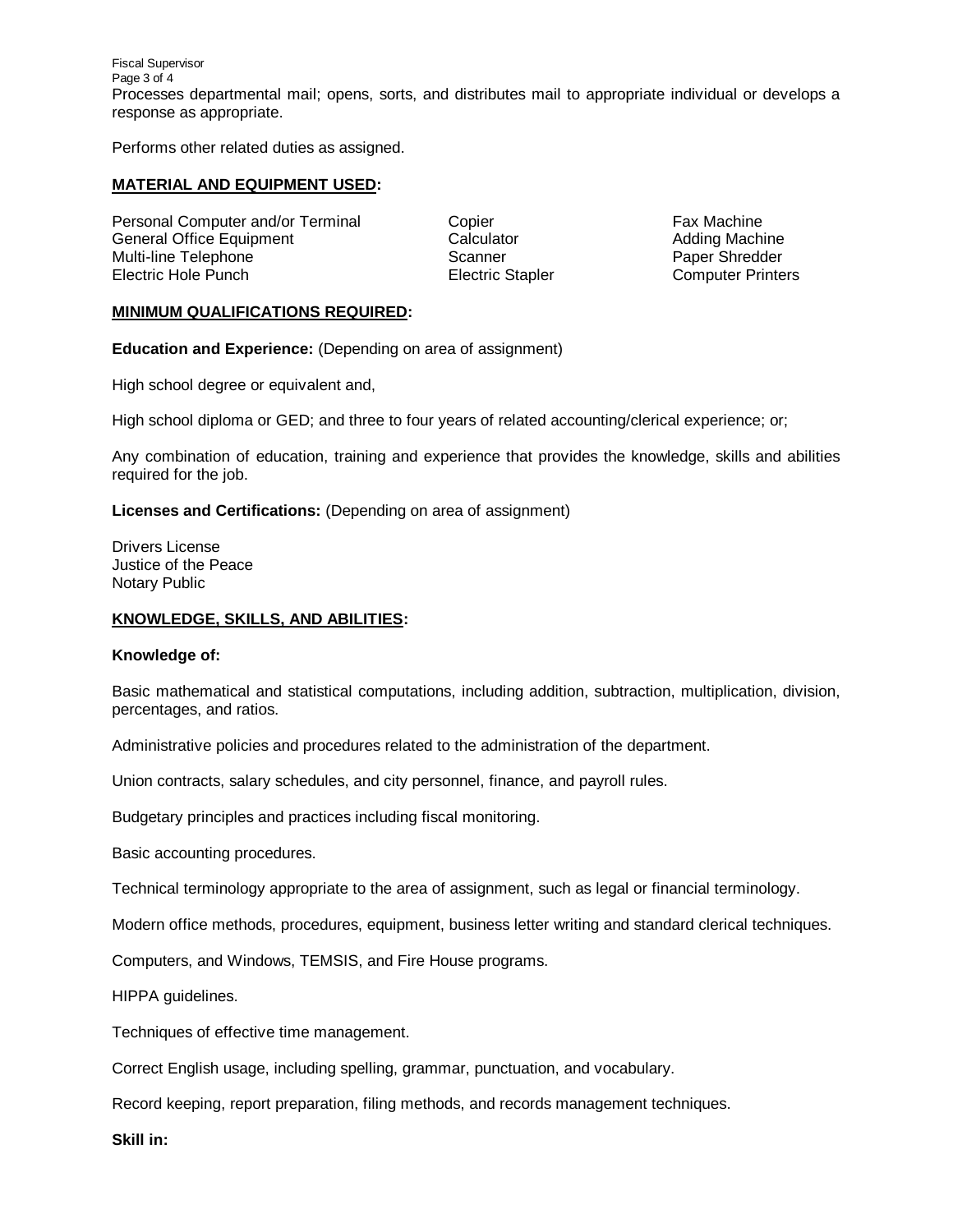Processes departmental mail; opens, sorts, and distributes mail to appropriate individual or develops a response as appropriate.

Performs other related duties as assigned.

## MATERIAL AND EQUIPMENT USED:

| | | |
|---|---|---|
| Personal Computer and/or Terminal | Copier | Fax Machine |
| General Office Equipment | Calculator | Adding Machine |
| Multi-line Telephone | Scanner | Paper Shredder |
| Electric Hole Punch | Electric Stapler | Computer Printers |

## MINIMUM QUALIFICATIONS REQUIRED:

**Education and Experience:** (Depending on area of assignment)

High school degree or equivalent and,

High school diploma or GED; and three to four years of related accounting/clerical experience; or;

Any combination of education, training and experience that provides the knowledge, skills and abilities required for the job.

**Licenses and Certifications:** (Depending on area of assignment)

Drivers License
Justice of the Peace
Notary Public

## KNOWLEDGE, SKILLS, AND ABILITIES:

**Knowledge of:**

Basic mathematical and statistical computations, including addition, subtraction, multiplication, division, percentages, and ratios.

Administrative policies and procedures related to the administration of the department.

Union contracts, salary schedules, and city personnel, finance, and payroll rules.

Budgetary principles and practices including fiscal monitoring.

Basic accounting procedures.

Technical terminology appropriate to the area of assignment, such as legal or financial terminology.

Modern office methods, procedures, equipment, business letter writing and standard clerical techniques.

Computers, and Windows, TEMSIS, and Fire House programs.

HIPPA guidelines.

Techniques of effective time management.

Correct English usage, including spelling, grammar, punctuation, and vocabulary.

Record keeping, report preparation, filing methods, and records management techniques.

**Skill in:**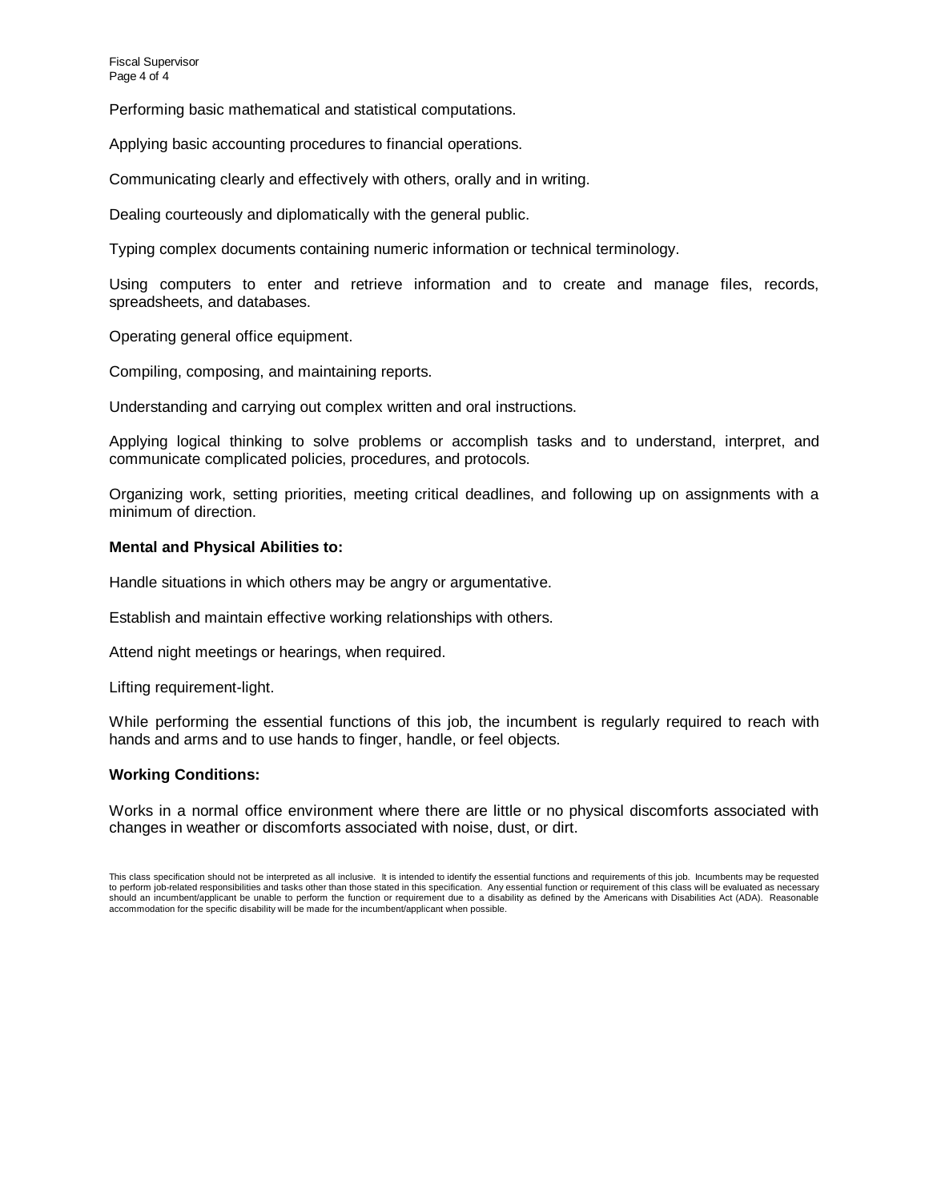Performing basic mathematical and statistical computations.

Applying basic accounting procedures to financial operations.

Communicating clearly and effectively with others, orally and in writing.

Dealing courteously and diplomatically with the general public.

Typing complex documents containing numeric information or technical terminology.

Using computers to enter and retrieve information and to create and manage files, records, spreadsheets, and databases.

Operating general office equipment.

Compiling, composing, and maintaining reports.

Understanding and carrying out complex written and oral instructions.

Applying logical thinking to solve problems or accomplish tasks and to understand, interpret, and communicate complicated policies, procedures, and protocols.

Organizing work, setting priorities, meeting critical deadlines, and following up on assignments with a minimum of direction.

**Mental and Physical Abilities to:**

Handle situations in which others may be angry or argumentative.

Establish and maintain effective working relationships with others.

Attend night meetings or hearings, when required.

Lifting requirement-light.

While performing the essential functions of this job, the incumbent is regularly required to reach with hands and arms and to use hands to finger, handle, or feel objects.

**Working Conditions:**

Works in a normal office environment where there are little or no physical discomforts associated with changes in weather or discomforts associated with noise, dust, or dirt.

This class specification should not be interpreted as all inclusive. It is intended to identify the essential functions and requirements of this job. Incumbents may be requested to perform job-related responsibilities and tasks other than those stated in this specification. Any essential function or requirement of this class will be evaluated as necessary should an incumbent/applicant be unable to perform the function or requirement due to a disability as defined by the Americans with Disabilities Act (ADA). Reasonable accommodation for the specific disability will be made for the incumbent/applicant when possible.